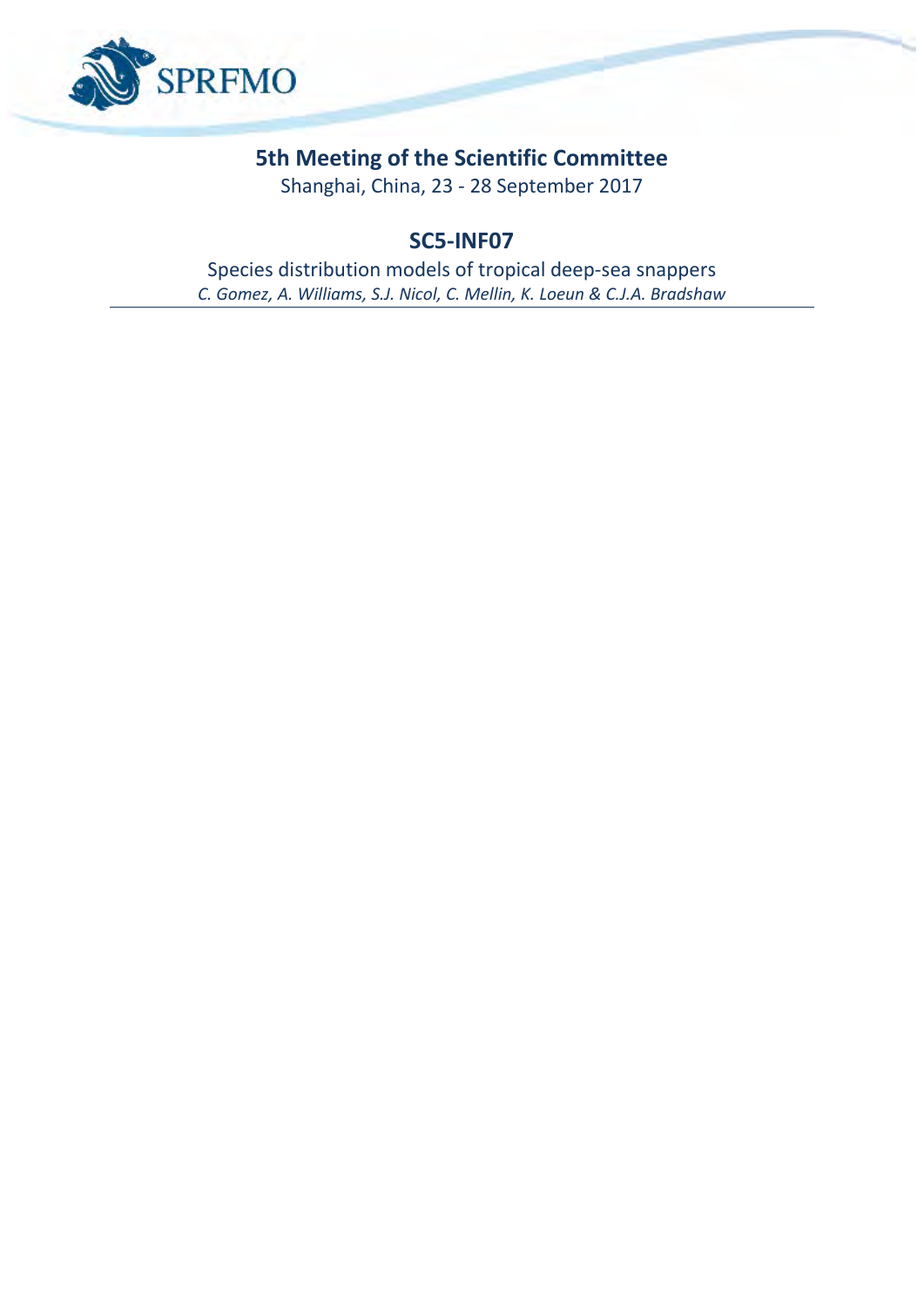SPRFMO

# 5th Meeting of the Scientific Committee

Shanghai, China, 23 - 28 September 2017

## SC5-INF07

Species distribution models of tropical deep-sea snappers

*C. Gomez, A. Williams, S.J. Nicol, C. Mellin, K. Loeun & C.J.A. Bradshaw*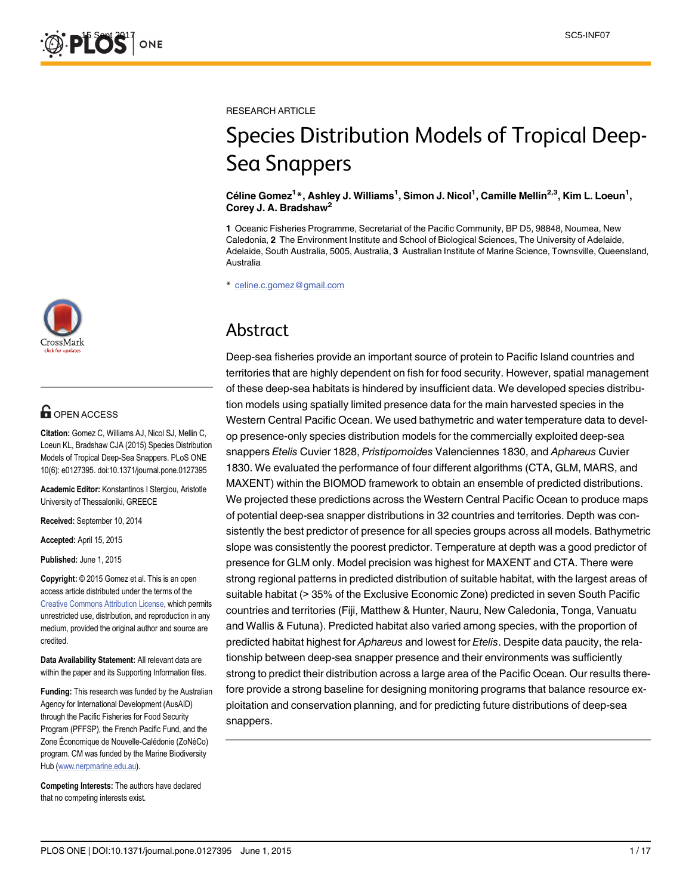RESEARCH ARTICLE

# Species Distribution Models of Tropical Deep-Sea Snappers

**Céline Gomez[1]\*, Ashley J. Williams[1], Simon J. Nicol[1], Camille Mellin[2,3], Kim L. Loeun[1], Corey J. A. Bradshaw[2]**

**1** Oceanic Fisheries Programme, Secretariat of the Pacific Community, BP D5, 98848, Noumea, New Caledonia, **2** The Environment Institute and School of Biological Sciences, The University of Adelaide, Adelaide, South Australia, 5005, Australia, **3** Australian Institute of Marine Science, Townsville, Queensland, Australia

\* celine.c.gomez@gmail.com

OPEN ACCESS

**Citation:** Gomez C, Williams AJ, Nicol SJ, Mellin C, Loeun KL, Bradshaw CJA (2015) Species Distribution Models of Tropical Deep-Sea Snappers. PLoS ONE 10(6): e0127395. doi:10.1371/journal.pone.0127395

**Academic Editor:** Konstantinos I Stergiou, Aristotle University of Thessaloniki, GREECE

**Received:** September 10, 2014

**Accepted:** April 15, 2015

**Published:** June 1, 2015

**Copyright:** © 2015 Gomez et al. This is an open access article distributed under the terms of the Creative Commons Attribution License, which permits unrestricted use, distribution, and reproduction in any medium, provided the original author and source are credited.

**Data Availability Statement:** All relevant data are within the paper and its Supporting Information files.

**Funding:** This research was funded by the Australian Agency for International Development (AusAID) through the Pacific Fisheries for Food Security Program (PFFSP), the French Pacific Fund, and the Zone Économique de Nouvelle-Calédonie (ZoNéCo) program. CM was funded by the Marine Biodiversity Hub (www.nerpmarine.edu.au).

**Competing Interests:** The authors have declared that no competing interests exist.

## Abstract

Deep-sea fisheries provide an important source of protein to Pacific Island countries and territories that are highly dependent on fish for food security. However, spatial management of these deep-sea habitats is hindered by insufficient data. We developed species distribution models using spatially limited presence data for the main harvested species in the Western Central Pacific Ocean. We used bathymetric and water temperature data to develop presence-only species distribution models for the commercially exploited deep-sea snappers *Etelis* Cuvier 1828, *Pristipomoides* Valenciennes 1830, and *Aphareus* Cuvier 1830. We evaluated the performance of four different algorithms (CTA, GLM, MARS, and MAXENT) within the BIOMOD framework to obtain an ensemble of predicted distributions. We projected these predictions across the Western Central Pacific Ocean to produce maps of potential deep-sea snapper distributions in 32 countries and territories. Depth was consistently the best predictor of presence for all species groups across all models. Bathymetric slope was consistently the poorest predictor. Temperature at depth was a good predictor of presence for GLM only. Model precision was highest for MAXENT and CTA. There were strong regional patterns in predicted distribution of suitable habitat, with the largest areas of suitable habitat (> 35% of the Exclusive Economic Zone) predicted in seven South Pacific countries and territories (Fiji, Matthew & Hunter, Nauru, New Caledonia, Tonga, Vanuatu and Wallis & Futuna). Predicted habitat also varied among species, with the proportion of predicted habitat highest for *Aphareus* and lowest for *Etelis*. Despite data paucity, the relationship between deep-sea snapper presence and their environments was sufficiently strong to predict their distribution across a large area of the Pacific Ocean. Our results therefore provide a strong baseline for designing monitoring programs that balance resource exploitation and conservation planning, and for predicting future distributions of deep-sea snappers.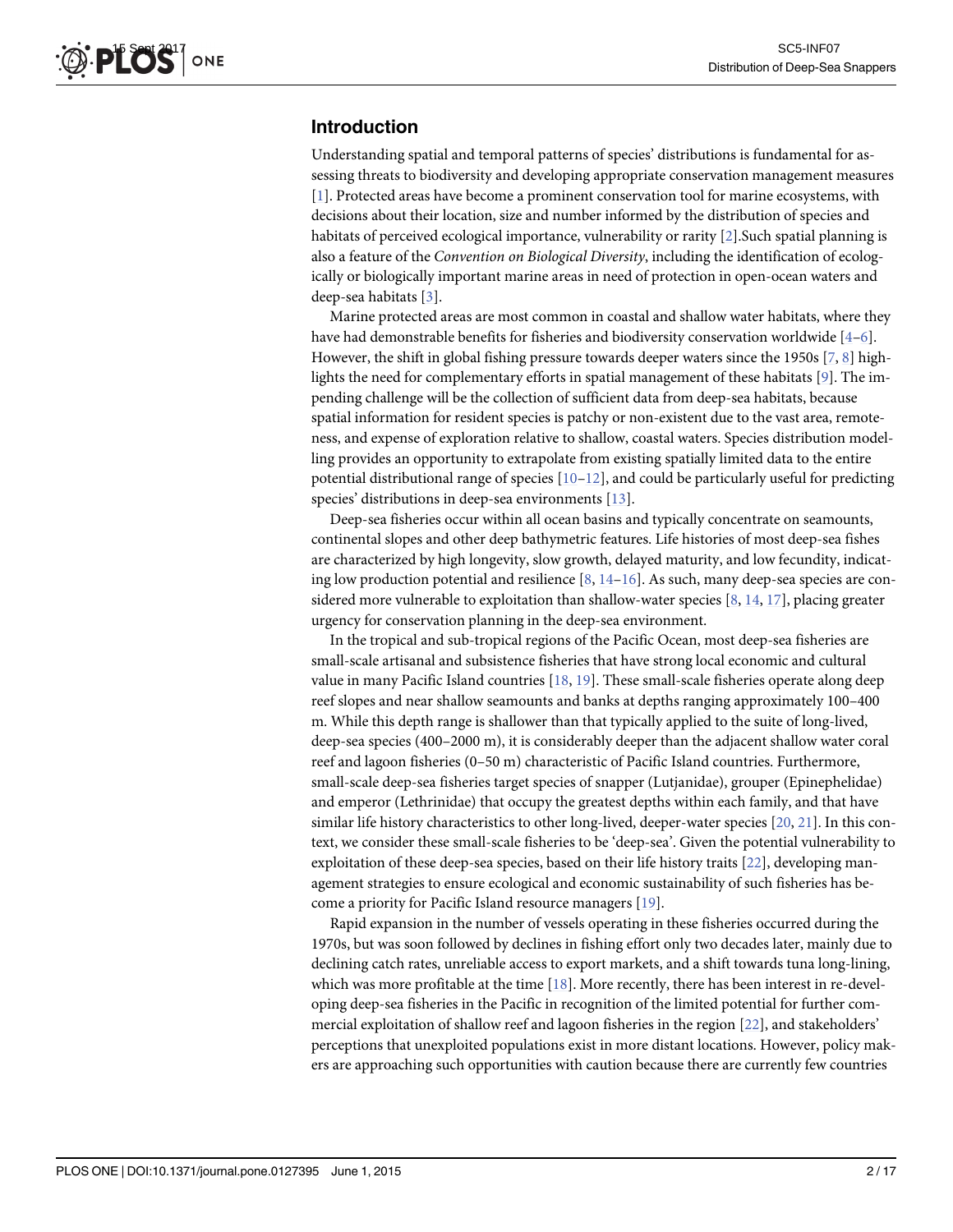## Introduction

Understanding spatial and temporal patterns of species' distributions is fundamental for assessing threats to biodiversity and developing appropriate conservation management measures [1]. Protected areas have become a prominent conservation tool for marine ecosystems, with decisions about their location, size and number informed by the distribution of species and habitats of perceived ecological importance, vulnerability or rarity [2].Such spatial planning is also a feature of the *Convention on Biological Diversity*, including the identification of ecologically or biologically important marine areas in need of protection in open-ocean waters and deep-sea habitats [3].

Marine protected areas are most common in coastal and shallow water habitats, where they have had demonstrable benefits for fisheries and biodiversity conservation worldwide [4–6]. However, the shift in global fishing pressure towards deeper waters since the 1950s [7, 8] highlights the need for complementary efforts in spatial management of these habitats [9]. The impending challenge will be the collection of sufficient data from deep-sea habitats, because spatial information for resident species is patchy or non-existent due to the vast area, remoteness, and expense of exploration relative to shallow, coastal waters. Species distribution modelling provides an opportunity to extrapolate from existing spatially limited data to the entire potential distributional range of species [10–12], and could be particularly useful for predicting species' distributions in deep-sea environments [13].

Deep-sea fisheries occur within all ocean basins and typically concentrate on seamounts, continental slopes and other deep bathymetric features. Life histories of most deep-sea fishes are characterized by high longevity, slow growth, delayed maturity, and low fecundity, indicating low production potential and resilience [8, 14–16]. As such, many deep-sea species are considered more vulnerable to exploitation than shallow-water species [8, 14, 17], placing greater urgency for conservation planning in the deep-sea environment.

In the tropical and sub-tropical regions of the Pacific Ocean, most deep-sea fisheries are small-scale artisanal and subsistence fisheries that have strong local economic and cultural value in many Pacific Island countries [18, 19]. These small-scale fisheries operate along deep reef slopes and near shallow seamounts and banks at depths ranging approximately 100–400 m. While this depth range is shallower than that typically applied to the suite of long-lived, deep-sea species (400–2000 m), it is considerably deeper than the adjacent shallow water coral reef and lagoon fisheries (0–50 m) characteristic of Pacific Island countries. Furthermore, small-scale deep-sea fisheries target species of snapper (Lutjanidae), grouper (Epinephelidae) and emperor (Lethrinidae) that occupy the greatest depths within each family, and that have similar life history characteristics to other long-lived, deeper-water species [20, 21]. In this context, we consider these small-scale fisheries to be 'deep-sea'. Given the potential vulnerability to exploitation of these deep-sea species, based on their life history traits [22], developing management strategies to ensure ecological and economic sustainability of such fisheries has become a priority for Pacific Island resource managers [19].

Rapid expansion in the number of vessels operating in these fisheries occurred during the 1970s, but was soon followed by declines in fishing effort only two decades later, mainly due to declining catch rates, unreliable access to export markets, and a shift towards tuna long-lining, which was more profitable at the time [18]. More recently, there has been interest in re-developing deep-sea fisheries in the Pacific in recognition of the limited potential for further commercial exploitation of shallow reef and lagoon fisheries in the region [22], and stakeholders' perceptions that unexploited populations exist in more distant locations. However, policy makers are approaching such opportunities with caution because there are currently few countries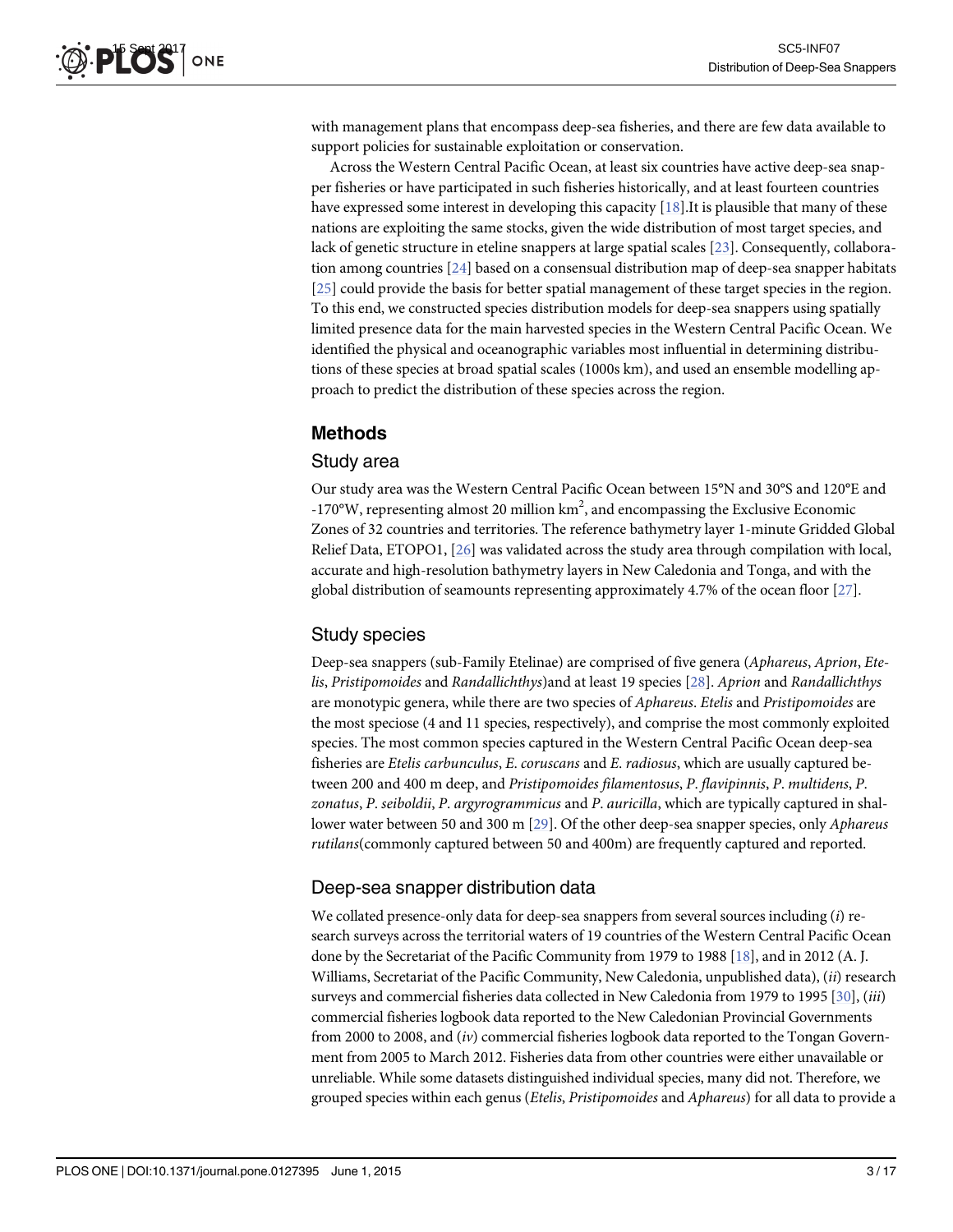with management plans that encompass deep-sea fisheries, and there are few data available to support policies for sustainable exploitation or conservation.

Across the Western Central Pacific Ocean, at least six countries have active deep-sea snapper fisheries or have participated in such fisheries historically, and at least fourteen countries have expressed some interest in developing this capacity [18].It is plausible that many of these nations are exploiting the same stocks, given the wide distribution of most target species, and lack of genetic structure in eteline snappers at large spatial scales [23]. Consequently, collaboration among countries [24] based on a consensual distribution map of deep-sea snapper habitats [25] could provide the basis for better spatial management of these target species in the region. To this end, we constructed species distribution models for deep-sea snappers using spatially limited presence data for the main harvested species in the Western Central Pacific Ocean. We identified the physical and oceanographic variables most influential in determining distributions of these species at broad spatial scales (1000s km), and used an ensemble modelling approach to predict the distribution of these species across the region.

## Methods

### Study area

Our study area was the Western Central Pacific Ocean between 15°N and 30°S and 120°E and -170°W, representing almost 20 million km$^2$, and encompassing the Exclusive Economic Zones of 32 countries and territories. The reference bathymetry layer 1-minute Gridded Global Relief Data, ETOPO1, [26] was validated across the study area through compilation with local, accurate and high-resolution bathymetry layers in New Caledonia and Tonga, and with the global distribution of seamounts representing approximately 4.7% of the ocean floor [27].

### Study species

Deep-sea snappers (sub-Family Etelinae) are comprised of five genera (*Aphareus*, *Aprion*, *Etelis*, *Pristipomoides* and *Randallichthys*)and at least 19 species [28]. *Aprion* and *Randallichthys* are monotypic genera, while there are two species of *Aphareus*. *Etelis* and *Pristipomoides* are the most speciose (4 and 11 species, respectively), and comprise the most commonly exploited species. The most common species captured in the Western Central Pacific Ocean deep-sea fisheries are *Etelis carbunculus*, *E*. *coruscans* and *E*. *radiosus*, which are usually captured between 200 and 400 m deep, and *Pristipomoides filamentosus*, *P*. *flavipinnis*, *P*. *multidens*, *P*. *zonatus*, *P*. *seiboldii*, *P*. *argyrogrammicus* and *P*. *auricilla*, which are typically captured in shallower water between 50 and 300 m [29]. Of the other deep-sea snapper species, only *Aphareus rutilans*(commonly captured between 50 and 400m) are frequently captured and reported.

### Deep-sea snapper distribution data

We collated presence-only data for deep-sea snappers from several sources including (*i*) research surveys across the territorial waters of 19 countries of the Western Central Pacific Ocean done by the Secretariat of the Pacific Community from 1979 to 1988 [18], and in 2012 (A. J. Williams, Secretariat of the Pacific Community, New Caledonia, unpublished data), (*ii*) research surveys and commercial fisheries data collected in New Caledonia from 1979 to 1995 [30], (*iii*) commercial fisheries logbook data reported to the New Caledonian Provincial Governments from 2000 to 2008, and (*iv*) commercial fisheries logbook data reported to the Tongan Government from 2005 to March 2012. Fisheries data from other countries were either unavailable or unreliable. While some datasets distinguished individual species, many did not. Therefore, we grouped species within each genus (*Etelis*, *Pristipomoides* and *Aphareus*) for all data to provide a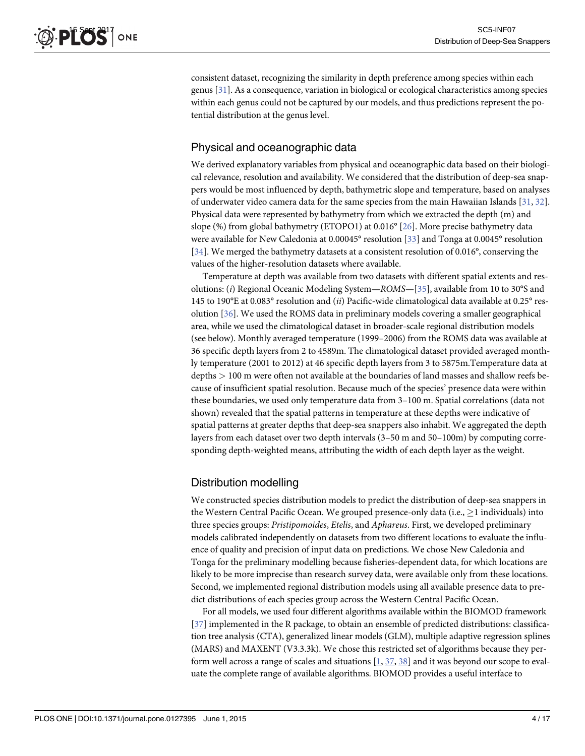consistent dataset, recognizing the similarity in depth preference among species within each genus [31]. As a consequence, variation in biological or ecological characteristics among species within each genus could not be captured by our models, and thus predictions represent the potential distribution at the genus level.

## Physical and oceanographic data

We derived explanatory variables from physical and oceanographic data based on their biological relevance, resolution and availability. We considered that the distribution of deep-sea snappers would be most influenced by depth, bathymetric slope and temperature, based on analyses of underwater video camera data for the same species from the main Hawaiian Islands [31, 32]. Physical data were represented by bathymetry from which we extracted the depth (m) and slope (%) from global bathymetry (ETOPO1) at 0.016° [26]. More precise bathymetry data were available for New Caledonia at 0.00045° resolution [33] and Tonga at 0.0045° resolution [34]. We merged the bathymetry datasets at a consistent resolution of 0.016°, conserving the values of the higher-resolution datasets where available.

Temperature at depth was available from two datasets with different spatial extents and resolutions: (*i*) Regional Oceanic Modeling System—*ROMS*—[35], available from 10 to 30°S and 145 to 190°E at 0.083° resolution and (*ii*) Pacific-wide climatological data available at 0.25° resolution [36]. We used the ROMS data in preliminary models covering a smaller geographical area, while we used the climatological dataset in broader-scale regional distribution models (see below). Monthly averaged temperature (1999–2006) from the ROMS data was available at 36 specific depth layers from 2 to 4589m. The climatological dataset provided averaged monthly temperature (2001 to 2012) at 46 specific depth layers from 3 to 5875m.Temperature data at depths > 100 m were often not available at the boundaries of land masses and shallow reefs because of insufficient spatial resolution. Because much of the species' presence data were within these boundaries, we used only temperature data from 3–100 m. Spatial correlations (data not shown) revealed that the spatial patterns in temperature at these depths were indicative of spatial patterns at greater depths that deep-sea snappers also inhabit. We aggregated the depth layers from each dataset over two depth intervals (3–50 m and 50–100m) by computing corresponding depth-weighted means, attributing the width of each depth layer as the weight.

## Distribution modelling

We constructed species distribution models to predict the distribution of deep-sea snappers in the Western Central Pacific Ocean. We grouped presence-only data (i.e., $\geq$1 individuals) into three species groups: *Pristipomoides*, *Etelis*, and *Aphareus*. First, we developed preliminary models calibrated independently on datasets from two different locations to evaluate the influence of quality and precision of input data on predictions. We chose New Caledonia and Tonga for the preliminary modelling because fisheries-dependent data, for which locations are likely to be more imprecise than research survey data, were available only from these locations. Second, we implemented regional distribution models using all available presence data to predict distributions of each species group across the Western Central Pacific Ocean.

For all models, we used four different algorithms available within the BIOMOD framework [37] implemented in the R package, to obtain an ensemble of predicted distributions: classification tree analysis (CTA), generalized linear models (GLM), multiple adaptive regression splines (MARS) and MAXENT (V3.3.3k). We chose this restricted set of algorithms because they perform well across a range of scales and situations [1, 37, 38] and it was beyond our scope to evaluate the complete range of available algorithms. BIOMOD provides a useful interface to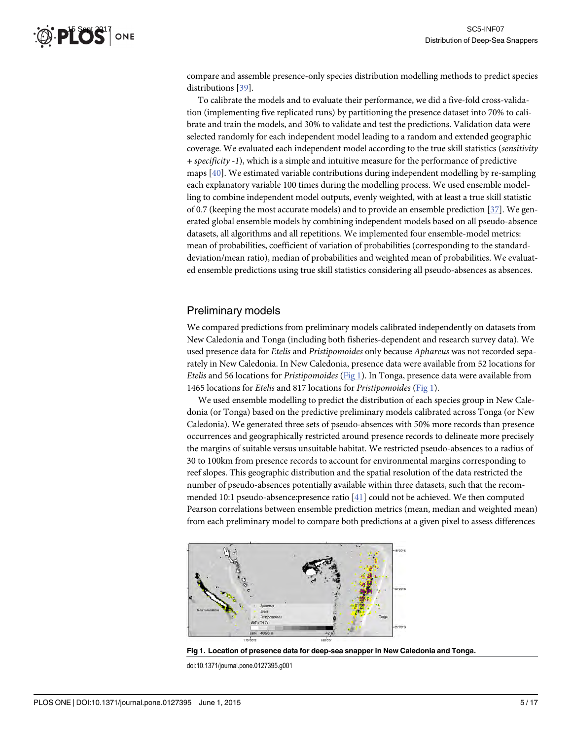compare and assemble presence-only species distribution modelling methods to predict species distributions [39].

To calibrate the models and to evaluate their performance, we did a five-fold cross-validation (implementing five replicated runs) by partitioning the presence dataset into 70% to calibrate and train the models, and 30% to validate and test the predictions. Validation data were selected randomly for each independent model leading to a random and extended geographic coverage. We evaluated each independent model according to the true skill statistics (*sensitivity + specificity -1*), which is a simple and intuitive measure for the performance of predictive maps [40]. We estimated variable contributions during independent modelling by re-sampling each explanatory variable 100 times during the modelling process. We used ensemble modelling to combine independent model outputs, evenly weighted, with at least a true skill statistic of 0.7 (keeping the most accurate models) and to provide an ensemble prediction [37]. We generated global ensemble models by combining independent models based on all pseudo-absence datasets, all algorithms and all repetitions. We implemented four ensemble-model metrics: mean of probabilities, coefficient of variation of probabilities (corresponding to the standard-deviation/mean ratio), median of probabilities and weighted mean of probabilities. We evaluated ensemble predictions using true skill statistics considering all pseudo-absences as absences.

## Preliminary models

We compared predictions from preliminary models calibrated independently on datasets from New Caledonia and Tonga (including both fisheries-dependent and research survey data). We used presence data for *Etelis* and *Pristipomoides* only because *Aphareus* was not recorded separately in New Caledonia. In New Caledonia, presence data were available from 52 locations for *Etelis* and 56 locations for *Pristipomoides* (Fig 1). In Tonga, presence data were available from 1465 locations for *Etelis* and 817 locations for *Pristipomoides* (Fig 1).

We used ensemble modelling to predict the distribution of each species group in New Caledonia (or Tonga) based on the predictive preliminary models calibrated across Tonga (or New Caledonia). We generated three sets of pseudo-absences with 50% more records than presence occurrences and geographically restricted around presence records to delineate more precisely the margins of suitable versus unsuitable habitat. We restricted pseudo-absences to a radius of 30 to 100km from presence records to account for environmental margins corresponding to reef slopes. This geographic distribution and the spatial resolution of the data restricted the number of pseudo-absences potentially available within three datasets, such that the recommended 10:1 pseudo-absence:presence ratio [41] could not be achieved. We then computed Pearson correlations between ensemble prediction metrics (mean, median and weighted mean) from each preliminary model to compare both predictions at a given pixel to assess differences

**Fig 1. Location of presence data for deep-sea snapper in New Caledonia and Tonga.**

doi:10.1371/journal.pone.0127395.g001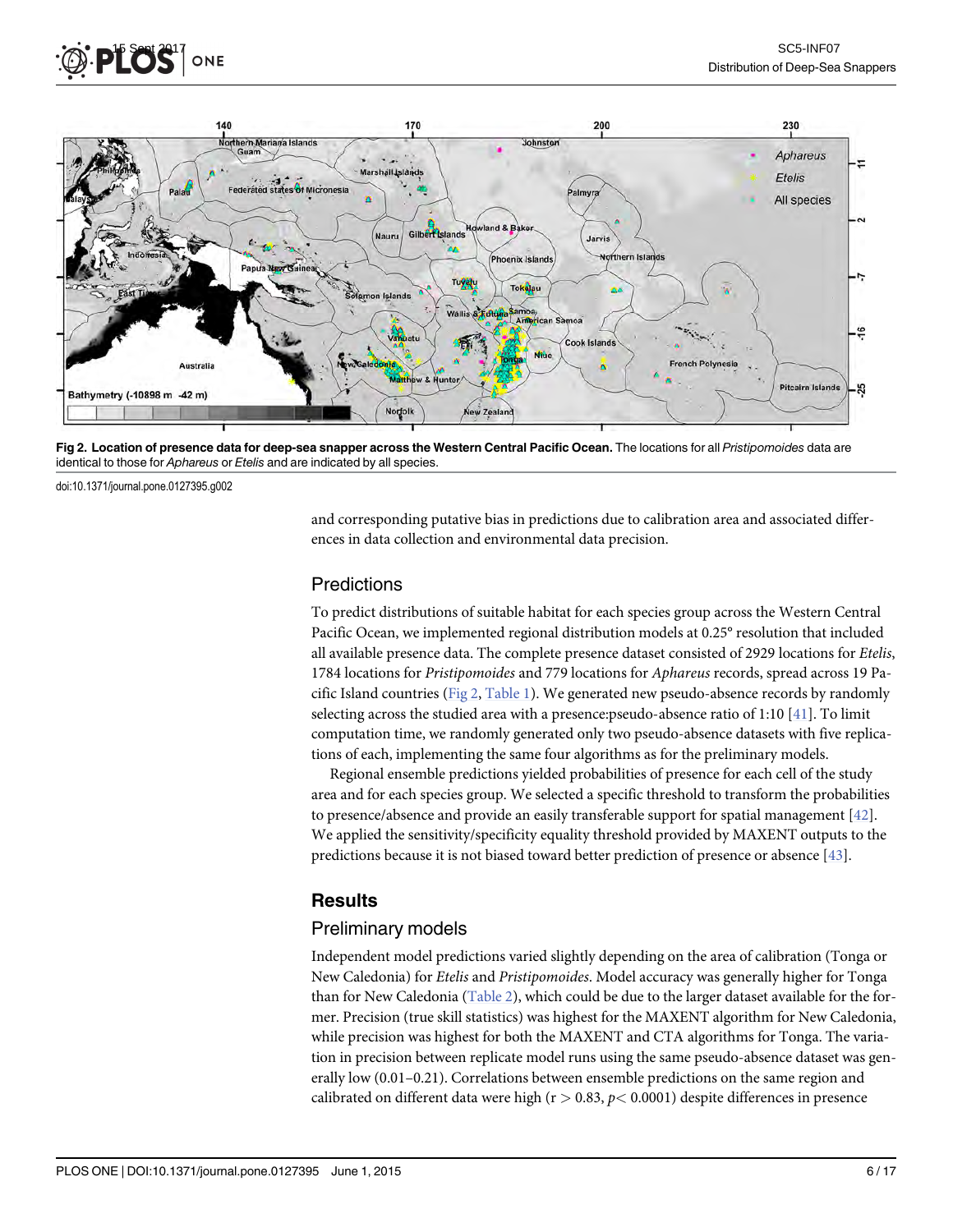**Fig 2. Location of presence data for deep-sea snapper across the Western Central Pacific Ocean.** The locations for all *Pristipomoides* data are identical to those for *Aphareus* or *Etelis* and are indicated by all species.

doi:10.1371/journal.pone.0127395.g002

and corresponding putative bias in predictions due to calibration area and associated differences in data collection and environmental data precision.

## Predictions

To predict distributions of suitable habitat for each species group across the Western Central Pacific Ocean, we implemented regional distribution models at 0.25° resolution that included all available presence data. The complete presence dataset consisted of 2929 locations for *Etelis*, 1784 locations for *Pristipomoides* and 779 locations for *Aphareus* records, spread across 19 Pacific Island countries (Fig 2, Table 1). We generated new pseudo-absence records by randomly selecting across the studied area with a presence:pseudo-absence ratio of 1:10 [41]. To limit computation time, we randomly generated only two pseudo-absence datasets with five replications of each, implementing the same four algorithms as for the preliminary models.

Regional ensemble predictions yielded probabilities of presence for each cell of the study area and for each species group. We selected a specific threshold to transform the probabilities to presence/absence and provide an easily transferable support for spatial management [42]. We applied the sensitivity/specificity equality threshold provided by MAXENT outputs to the predictions because it is not biased toward better prediction of presence or absence [43].

# Results

## Preliminary models

Independent model predictions varied slightly depending on the area of calibration (Tonga or New Caledonia) for *Etelis* and *Pristipomoides*. Model accuracy was generally higher for Tonga than for New Caledonia (Table 2), which could be due to the larger dataset available for the former. Precision (true skill statistics) was highest for the MAXENT algorithm for New Caledonia, while precision was highest for both the MAXENT and CTA algorithms for Tonga. The variation in precision between replicate model runs using the same pseudo-absence dataset was generally low (0.01–0.21). Correlations between ensemble predictions on the same region and calibrated on different data were high ($r > 0.83$, $p < 0.0001$) despite differences in presence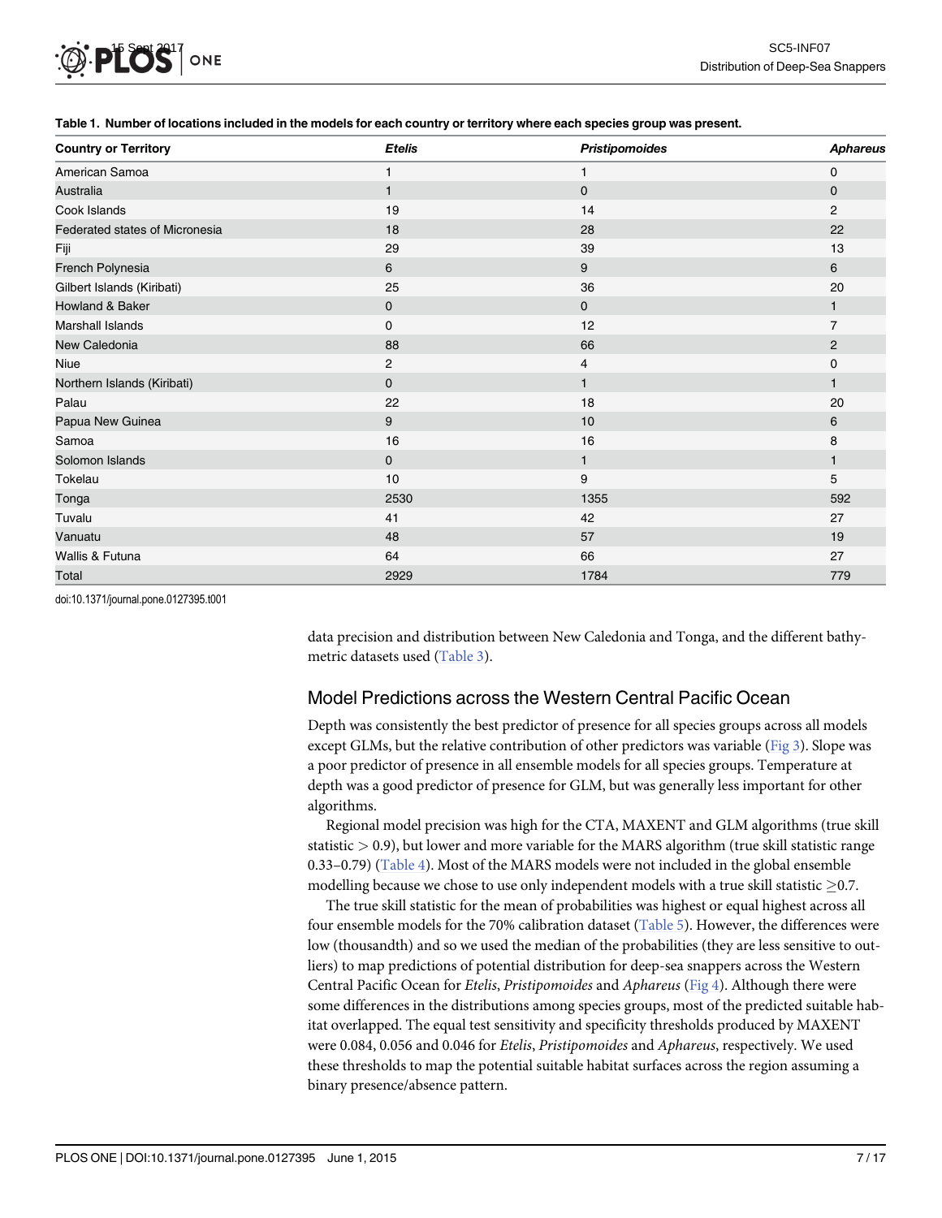**Table 1. Number of locations included in the models for each country or territory where each species group was present.**

| Country or Territory | *Etelis* | *Pristipomoides* | *Aphareus* |
|---|---|---|---|
| American Samoa | 1 | 1 | 0 |
| Australia | 1 | 0 | 0 |
| Cook Islands | 19 | 14 | 2 |
| Federated states of Micronesia | 18 | 28 | 22 |
| Fiji | 29 | 39 | 13 |
| French Polynesia | 6 | 9 | 6 |
| Gilbert Islands (Kiribati) | 25 | 36 | 20 |
| Howland & Baker | 0 | 0 | 1 |
| Marshall Islands | 0 | 12 | 7 |
| New Caledonia | 88 | 66 | 2 |
| Niue | 2 | 4 | 0 |
| Northern Islands (Kiribati) | 0 | 1 | 1 |
| Palau | 22 | 18 | 20 |
| Papua New Guinea | 9 | 10 | 6 |
| Samoa | 16 | 16 | 8 |
| Solomon Islands | 0 | 1 | 1 |
| Tokelau | 10 | 9 | 5 |
| Tonga | 2530 | 1355 | 592 |
| Tuvalu | 41 | 42 | 27 |
| Vanuatu | 48 | 57 | 19 |
| Wallis & Futuna | 64 | 66 | 27 |
| Total | 2929 | 1784 | 779 |

doi:10.1371/journal.pone.0127395.t001

data precision and distribution between New Caledonia and Tonga, and the different bathymetric datasets used (Table 3).

## Model Predictions across the Western Central Pacific Ocean

Depth was consistently the best predictor of presence for all species groups across all models except GLMs, but the relative contribution of other predictors was variable (Fig 3). Slope was a poor predictor of presence in all ensemble models for all species groups. Temperature at depth was a good predictor of presence for GLM, but was generally less important for other algorithms.

Regional model precision was high for the CTA, MAXENT and GLM algorithms (true skill statistic $> 0.9$), but lower and more variable for the MARS algorithm (true skill statistic range 0.33–0.79) (Table 4). Most of the MARS models were not included in the global ensemble modelling because we chose to use only independent models with a true skill statistic $\geq$0.7.

The true skill statistic for the mean of probabilities was highest or equal highest across all four ensemble models for the 70% calibration dataset (Table 5). However, the differences were low (thousandth) and so we used the median of the probabilities (they are less sensitive to outliers) to map predictions of potential distribution for deep-sea snappers across the Western Central Pacific Ocean for *Etelis*, *Pristipomoides* and *Aphareus* (Fig 4). Although there were some differences in the distributions among species groups, most of the predicted suitable habitat overlapped. The equal test sensitivity and specificity thresholds produced by MAXENT were 0.084, 0.056 and 0.046 for *Etelis*, *Pristipomoides* and *Aphareus*, respectively. We used these thresholds to map the potential suitable habitat surfaces across the region assuming a binary presence/absence pattern.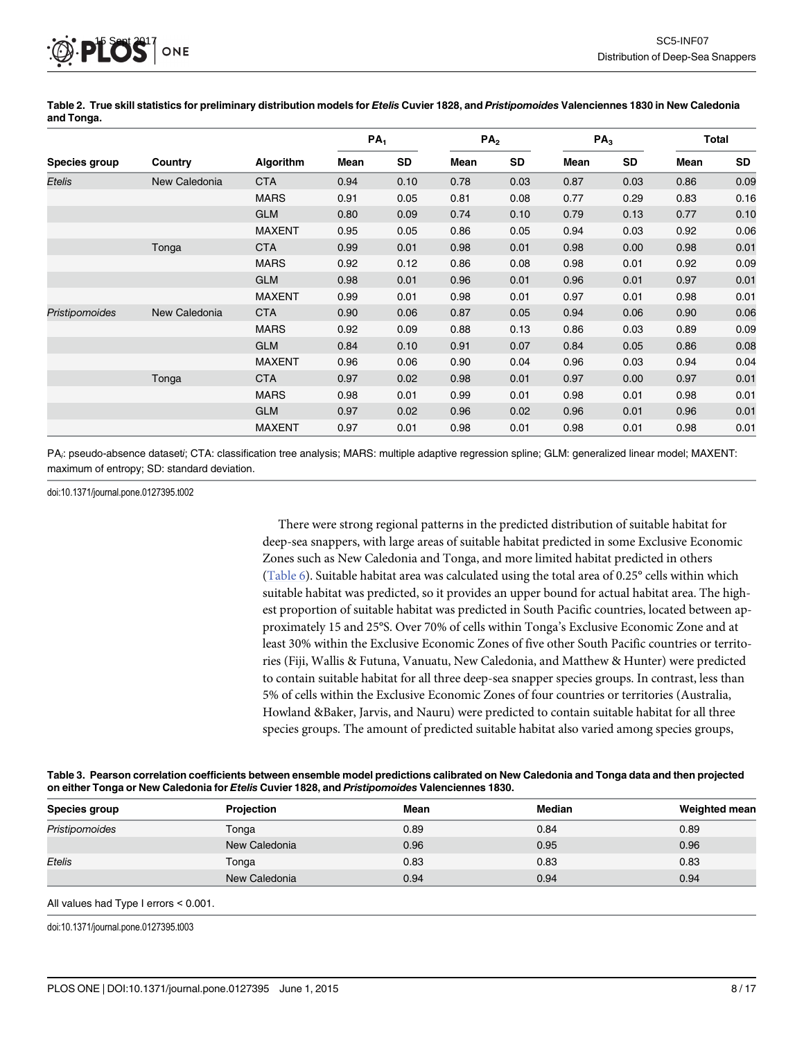**Table 2. True skill statistics for preliminary distribution models for *Etelis* Cuvier 1828, and *Pristipomoides* Valenciennes 1830 in New Caledonia and Tonga.**

| Species group | Country | Algorithm | $PA_1$ | | $PA_2$ | | $PA_3$ | | Total | |
|---|---|---|---|---|---|---|---|---|---|---|
| | | | Mean | SD | Mean | SD | Mean | SD | Mean | SD |
| *Etelis* | New Caledonia | CTA | 0.94 | 0.10 | 0.78 | 0.03 | 0.87 | 0.03 | 0.86 | 0.09 |
| | | MARS | 0.91 | 0.05 | 0.81 | 0.08 | 0.77 | 0.29 | 0.83 | 0.16 |
| | | GLM | 0.80 | 0.09 | 0.74 | 0.10 | 0.79 | 0.13 | 0.77 | 0.10 |
| | | MAXENT | 0.95 | 0.05 | 0.86 | 0.05 | 0.94 | 0.03 | 0.92 | 0.06 |
| | Tonga | CTA | 0.99 | 0.01 | 0.98 | 0.01 | 0.98 | 0.00 | 0.98 | 0.01 |
| | | MARS | 0.92 | 0.12 | 0.86 | 0.08 | 0.98 | 0.01 | 0.92 | 0.09 |
| | | GLM | 0.98 | 0.01 | 0.96 | 0.01 | 0.96 | 0.01 | 0.97 | 0.01 |
| | | MAXENT | 0.99 | 0.01 | 0.98 | 0.01 | 0.97 | 0.01 | 0.98 | 0.01 |
| *Pristipomoides* | New Caledonia | CTA | 0.90 | 0.06 | 0.87 | 0.05 | 0.94 | 0.06 | 0.90 | 0.06 |
| | | MARS | 0.92 | 0.09 | 0.88 | 0.13 | 0.86 | 0.03 | 0.89 | 0.09 |
| | | GLM | 0.84 | 0.10 | 0.91 | 0.07 | 0.84 | 0.05 | 0.86 | 0.08 |
| | | MAXENT | 0.96 | 0.06 | 0.90 | 0.04 | 0.96 | 0.03 | 0.94 | 0.04 |
| | Tonga | CTA | 0.97 | 0.02 | 0.98 | 0.01 | 0.97 | 0.00 | 0.97 | 0.01 |
| | | MARS | 0.98 | 0.01 | 0.99 | 0.01 | 0.98 | 0.01 | 0.98 | 0.01 |
| | | GLM | 0.97 | 0.02 | 0.96 | 0.02 | 0.96 | 0.01 | 0.96 | 0.01 |
| | | MAXENT | 0.97 | 0.01 | 0.98 | 0.01 | 0.98 | 0.01 | 0.98 | 0.01 |

$PA_i$: pseudo-absence dataset*i*; CTA: classification tree analysis; MARS: multiple adaptive regression spline; GLM: generalized linear model; MAXENT: maximum of entropy; SD: standard deviation.

doi:10.1371/journal.pone.0127395.t002

There were strong regional patterns in the predicted distribution of suitable habitat for deep-sea snappers, with large areas of suitable habitat predicted in some Exclusive Economic Zones such as New Caledonia and Tonga, and more limited habitat predicted in others (Table 6). Suitable habitat area was calculated using the total area of 0.25° cells within which suitable habitat was predicted, so it provides an upper bound for actual habitat area. The highest proportion of suitable habitat was predicted in South Pacific countries, located between approximately 15 and 25°S. Over 70% of cells within Tonga's Exclusive Economic Zone and at least 30% within the Exclusive Economic Zones of five other South Pacific countries or territories (Fiji, Wallis & Futuna, Vanuatu, New Caledonia, and Matthew & Hunter) were predicted to contain suitable habitat for all three deep-sea snapper species groups. In contrast, less than 5% of cells within the Exclusive Economic Zones of four countries or territories (Australia, Howland &Baker, Jarvis, and Nauru) were predicted to contain suitable habitat for all three species groups. The amount of predicted suitable habitat also varied among species groups,

**Table 3. Pearson correlation coefficients between ensemble model predictions calibrated on New Caledonia and Tonga data and then projected on either Tonga or New Caledonia for *Etelis* Cuvier 1828, and *Pristipomoides* Valenciennes 1830.**

| Species group | Projection | Mean | Median | Weighted mean |
|---|---|---|---|---|
| *Pristipomoides* | Tonga | 0.89 | 0.84 | 0.89 |
| | New Caledonia | 0.96 | 0.95 | 0.96 |
| *Etelis* | Tonga | 0.83 | 0.83 | 0.83 |
| | New Caledonia | 0.94 | 0.94 | 0.94 |

All values had Type I errors < 0.001.

doi:10.1371/journal.pone.0127395.t003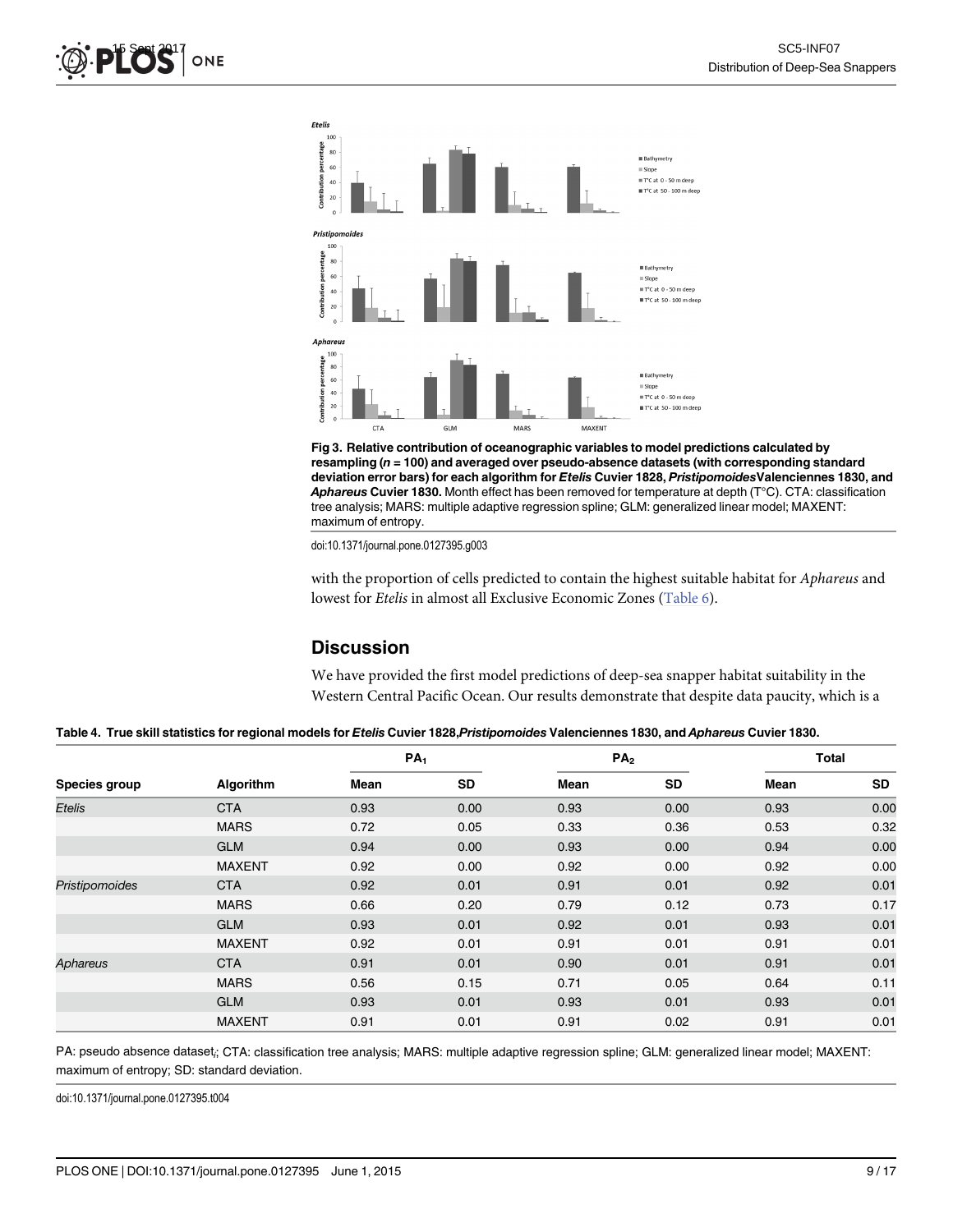Fig 3. Relative contribution of oceanographic variables to model predictions calculated by resampling ($n = 100$) and averaged over pseudo-absence datasets (with corresponding standard deviation error bars) for each algorithm for ***Etelis*** **Cuvier 1828,** ***Pristipomoides*** **Valenciennes 1830, and** ***Aphareus*** **Cuvier 1830.** Month effect has been removed for temperature at depth (T°C). CTA: classification tree analysis; MARS: multiple adaptive regression spline; GLM: generalized linear model; MAXENT: maximum of entropy.

doi:10.1371/journal.pone.0127395.g003

with the proportion of cells predicted to contain the highest suitable habitat for *Aphareus* and lowest for *Etelis* in almost all Exclusive Economic Zones (Table 6).

## Discussion

We have provided the first model predictions of deep-sea snapper habitat suitability in the Western Central Pacific Ocean. Our results demonstrate that despite data paucity, which is a

**Table 4. True skill statistics for regional models for *Etelis* Cuvier 1828, *Pristipomoides* Valenciennes 1830, and *Aphareus* Cuvier 1830.**

| Species group | Algorithm | $PA_1$ | | $PA_2$ | | Total | |
|---|---|---|---|---|---|---|---|
| | | Mean | SD | Mean | SD | Mean | SD |
| *Etelis* | CTA | 0.93 | 0.00 | 0.93 | 0.00 | 0.93 | 0.00 |
| | MARS | 0.72 | 0.05 | 0.33 | 0.36 | 0.53 | 0.32 |
| | GLM | 0.94 | 0.00 | 0.93 | 0.00 | 0.94 | 0.00 |
| | MAXENT | 0.92 | 0.00 | 0.92 | 0.00 | 0.92 | 0.00 |
| *Pristipomoides* | CTA | 0.92 | 0.01 | 0.91 | 0.01 | 0.92 | 0.01 |
| | MARS | 0.66 | 0.20 | 0.79 | 0.12 | 0.73 | 0.17 |
| | GLM | 0.93 | 0.01 | 0.92 | 0.01 | 0.93 | 0.01 |
| | MAXENT | 0.92 | 0.01 | 0.91 | 0.01 | 0.91 | 0.01 |
| *Aphareus* | CTA | 0.91 | 0.01 | 0.90 | 0.01 | 0.91 | 0.01 |
| | MARS | 0.56 | 0.15 | 0.71 | 0.05 | 0.64 | 0.11 |
| | GLM | 0.93 | 0.01 | 0.93 | 0.01 | 0.93 | 0.01 |
| | MAXENT | 0.91 | 0.01 | 0.91 | 0.02 | 0.91 | 0.01 |

PA: pseudo absence dataset$_i$; CTA: classification tree analysis; MARS: multiple adaptive regression spline; GLM: generalized linear model; MAXENT: maximum of entropy; SD: standard deviation.

doi:10.1371/journal.pone.0127395.t004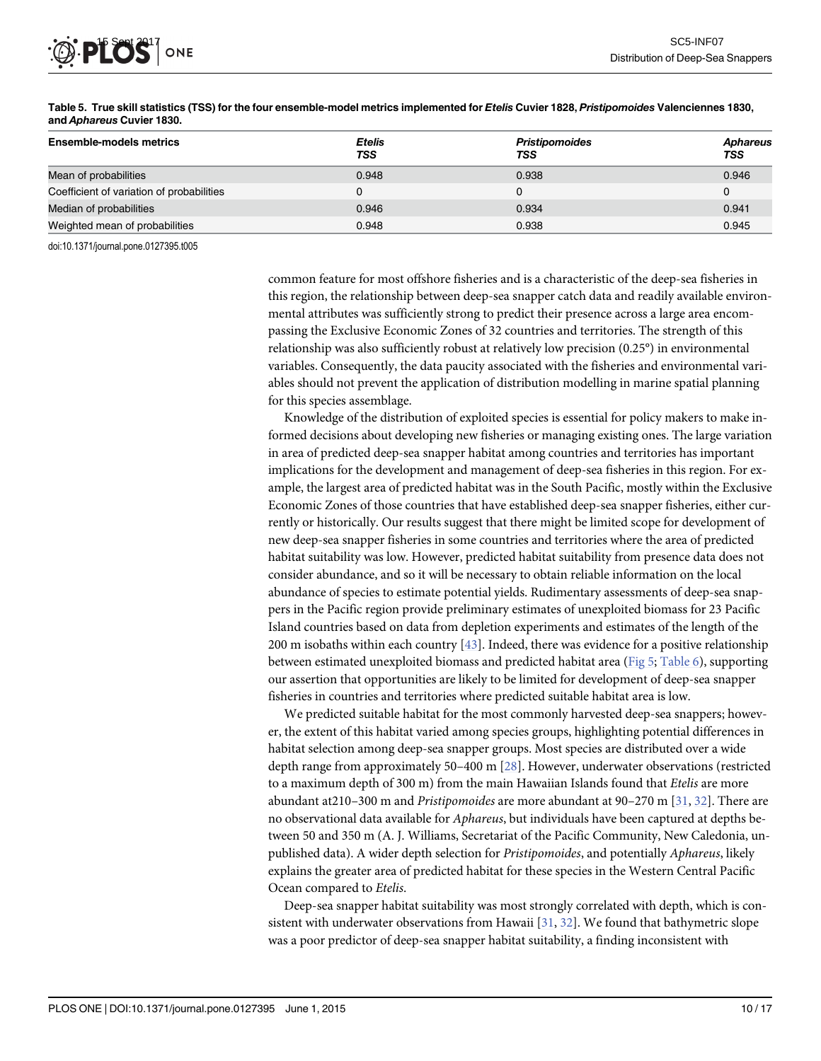**Table 5. True skill statistics (TSS) for the four ensemble-model metrics implemented for *Etelis* Cuvier 1828, *Pristipomoides* Valenciennes 1830, and *Aphareus* Cuvier 1830.**

| Ensemble-models metrics | *Etelis* *TSS* | *Pristipomoides* *TSS* | *Aphareus* *TSS* |
|---|---|---|---|
| Mean of probabilities | 0.948 | 0.938 | 0.946 |
| Coefficient of variation of probabilities | 0 | 0 | 0 |
| Median of probabilities | 0.946 | 0.934 | 0.941 |
| Weighted mean of probabilities | 0.948 | 0.938 | 0.945 |

doi:10.1371/journal.pone.0127395.t005

common feature for most offshore fisheries and is a characteristic of the deep-sea fisheries in this region, the relationship between deep-sea snapper catch data and readily available environmental attributes was sufficiently strong to predict their presence across a large area encompassing the Exclusive Economic Zones of 32 countries and territories. The strength of this relationship was also sufficiently robust at relatively low precision (0.25°) in environmental variables. Consequently, the data paucity associated with the fisheries and environmental variables should not prevent the application of distribution modelling in marine spatial planning for this species assemblage.

Knowledge of the distribution of exploited species is essential for policy makers to make informed decisions about developing new fisheries or managing existing ones. The large variation in area of predicted deep-sea snapper habitat among countries and territories has important implications for the development and management of deep-sea fisheries in this region. For example, the largest area of predicted habitat was in the South Pacific, mostly within the Exclusive Economic Zones of those countries that have established deep-sea snapper fisheries, either currently or historically. Our results suggest that there might be limited scope for development of new deep-sea snapper fisheries in some countries and territories where the area of predicted habitat suitability was low. However, predicted habitat suitability from presence data does not consider abundance, and so it will be necessary to obtain reliable information on the local abundance of species to estimate potential yields. Rudimentary assessments of deep-sea snappers in the Pacific region provide preliminary estimates of unexploited biomass for 23 Pacific Island countries based on data from depletion experiments and estimates of the length of the 200 m isobaths within each country [43]. Indeed, there was evidence for a positive relationship between estimated unexploited biomass and predicted habitat area (Fig 5; Table 6), supporting our assertion that opportunities are likely to be limited for development of deep-sea snapper fisheries in countries and territories where predicted suitable habitat area is low.

We predicted suitable habitat for the most commonly harvested deep-sea snappers; however, the extent of this habitat varied among species groups, highlighting potential differences in habitat selection among deep-sea snapper groups. Most species are distributed over a wide depth range from approximately 50–400 m [28]. However, underwater observations (restricted to a maximum depth of 300 m) from the main Hawaiian Islands found that *Etelis* are more abundant at210–300 m and *Pristipomoides* are more abundant at 90–270 m [31, 32]. There are no observational data available for *Aphareus*, but individuals have been captured at depths between 50 and 350 m (A. J. Williams, Secretariat of the Pacific Community, New Caledonia, unpublished data). A wider depth selection for *Pristipomoides*, and potentially *Aphareus*, likely explains the greater area of predicted habitat for these species in the Western Central Pacific Ocean compared to *Etelis*.

Deep-sea snapper habitat suitability was most strongly correlated with depth, which is consistent with underwater observations from Hawaii [31, 32]. We found that bathymetric slope was a poor predictor of deep-sea snapper habitat suitability, a finding inconsistent with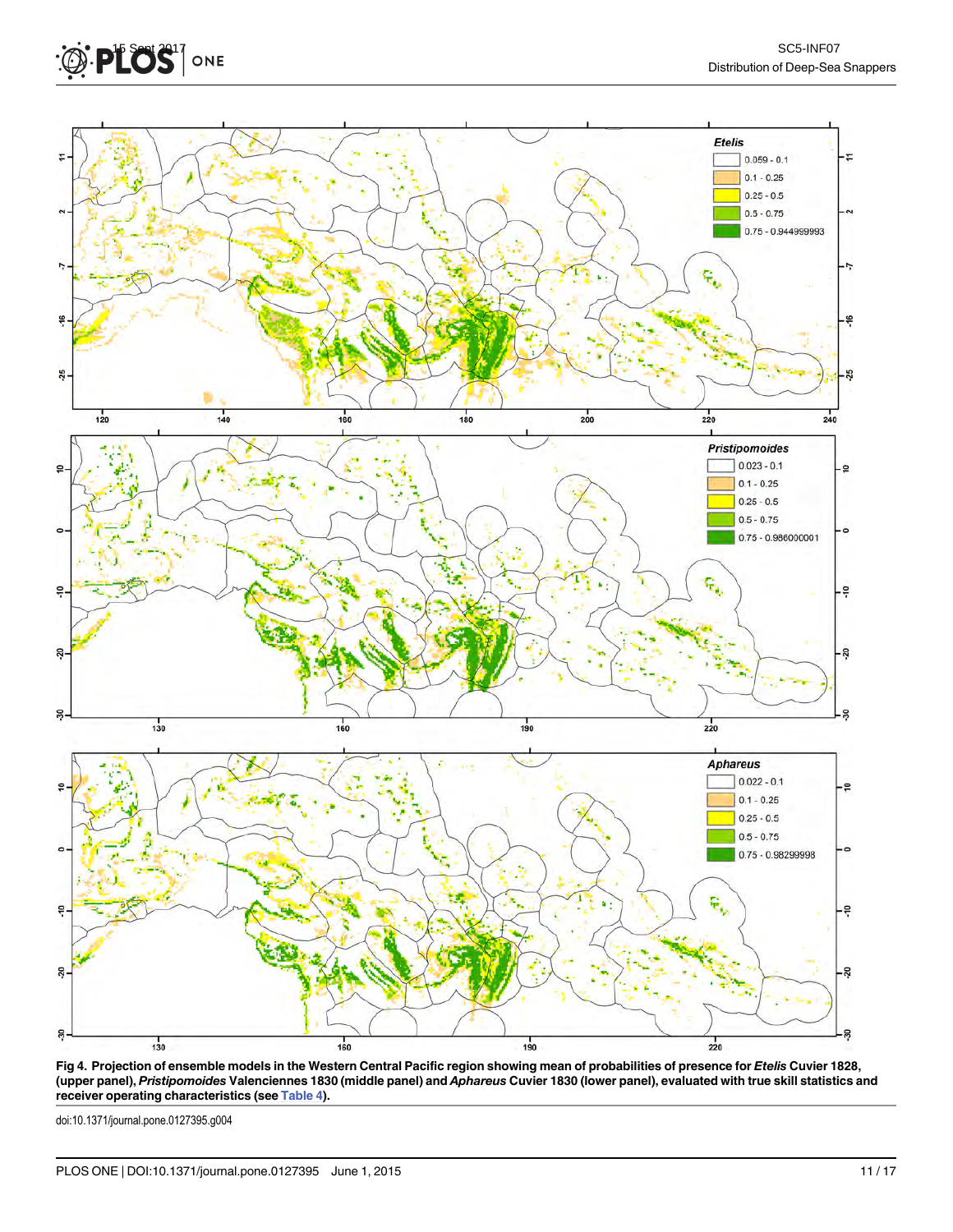**Fig 4. Projection of ensemble models in the Western Central Pacific region showing mean of probabilities of presence for *Etelis* Cuvier 1828, (upper panel), *Pristipomoides* Valenciennes 1830 (middle panel) and *Aphareus* Cuvier 1830 (lower panel), evaluated with true skill statistics and receiver operating characteristics (see Table 4).**

doi:10.1371/journal.pone.0127395.g004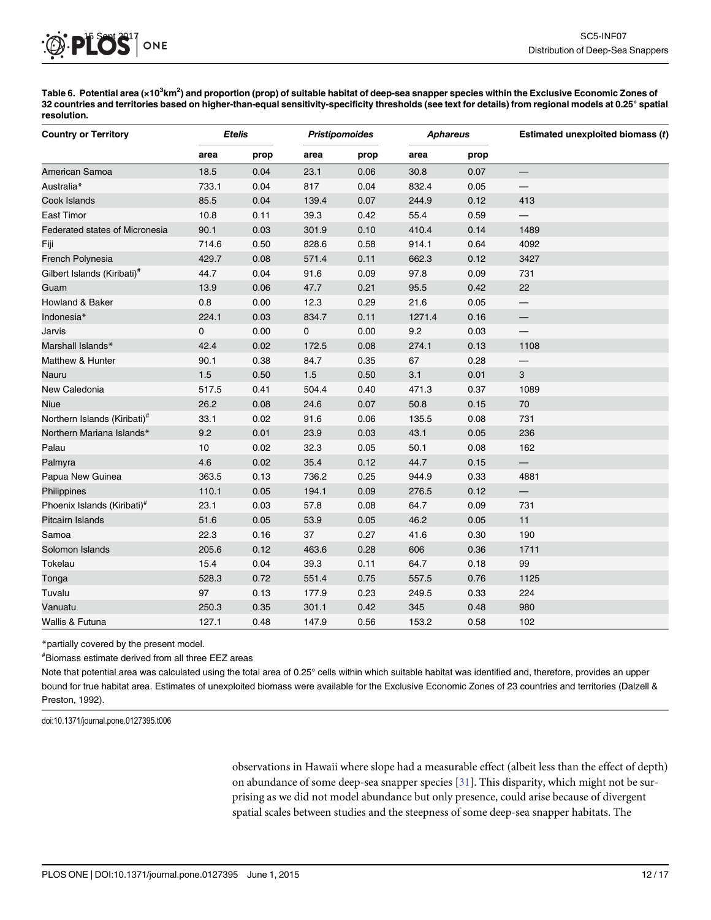**Table 6. Potential area (×$10^3$km$^2$) and proportion (prop) of suitable habitat of deep-sea snapper species within the Exclusive Economic Zones of 32 countries and territories based on higher-than-equal sensitivity-specificity thresholds (see text for details) from regional models at 0.25° spatial resolution.**

| Country or Territory | *Etelis* | | *Pristipomoides* | | *Aphareus* | | Estimated unexploited biomass (*t*) |
|---|---|---|---|---|---|---|---|
| | area | prop | area | prop | area | prop | |
| American Samoa | 18.5 | 0.04 | 23.1 | 0.06 | 30.8 | 0.07 | — |
| Australia* | 733.1 | 0.04 | 817 | 0.04 | 832.4 | 0.05 | — |
| Cook Islands | 85.5 | 0.04 | 139.4 | 0.07 | 244.9 | 0.12 | 413 |
| East Timor | 10.8 | 0.11 | 39.3 | 0.42 | 55.4 | 0.59 | — |
| Federated states of Micronesia | 90.1 | 0.03 | 301.9 | 0.10 | 410.4 | 0.14 | 1489 |
| Fiji | 714.6 | 0.50 | 828.6 | 0.58 | 914.1 | 0.64 | 4092 |
| French Polynesia | 429.7 | 0.08 | 571.4 | 0.11 | 662.3 | 0.12 | 3427 |
| Gilbert Islands (Kiribati)# | 44.7 | 0.04 | 91.6 | 0.09 | 97.8 | 0.09 | 731 |
| Guam | 13.9 | 0.06 | 47.7 | 0.21 | 95.5 | 0.42 | 22 |
| Howland & Baker | 0.8 | 0.00 | 12.3 | 0.29 | 21.6 | 0.05 | — |
| Indonesia* | 224.1 | 0.03 | 834.7 | 0.11 | 1271.4 | 0.16 | — |
| Jarvis | 0 | 0.00 | 0 | 0.00 | 9.2 | 0.03 | — |
| Marshall Islands* | 42.4 | 0.02 | 172.5 | 0.08 | 274.1 | 0.13 | 1108 |
| Matthew & Hunter | 90.1 | 0.38 | 84.7 | 0.35 | 67 | 0.28 | — |
| Nauru | 1.5 | 0.50 | 1.5 | 0.50 | 3.1 | 0.01 | 3 |
| New Caledonia | 517.5 | 0.41 | 504.4 | 0.40 | 471.3 | 0.37 | 1089 |
| Niue | 26.2 | 0.08 | 24.6 | 0.07 | 50.8 | 0.15 | 70 |
| Northern Islands (Kiribati)# | 33.1 | 0.02 | 91.6 | 0.06 | 135.5 | 0.08 | 731 |
| Northern Mariana Islands* | 9.2 | 0.01 | 23.9 | 0.03 | 43.1 | 0.05 | 236 |
| Palau | 10 | 0.02 | 32.3 | 0.05 | 50.1 | 0.08 | 162 |
| Palmyra | 4.6 | 0.02 | 35.4 | 0.12 | 44.7 | 0.15 | — |
| Papua New Guinea | 363.5 | 0.13 | 736.2 | 0.25 | 944.9 | 0.33 | 4881 |
| Philippines | 110.1 | 0.05 | 194.1 | 0.09 | 276.5 | 0.12 | — |
| Phoenix Islands (Kiribati)# | 23.1 | 0.03 | 57.8 | 0.08 | 64.7 | 0.09 | 731 |
| Pitcairn Islands | 51.6 | 0.05 | 53.9 | 0.05 | 46.2 | 0.05 | 11 |
| Samoa | 22.3 | 0.16 | 37 | 0.27 | 41.6 | 0.30 | 190 |
| Solomon Islands | 205.6 | 0.12 | 463.6 | 0.28 | 606 | 0.36 | 1711 |
| Tokelau | 15.4 | 0.04 | 39.3 | 0.11 | 64.7 | 0.18 | 99 |
| Tonga | 528.3 | 0.72 | 551.4 | 0.75 | 557.5 | 0.76 | 1125 |
| Tuvalu | 97 | 0.13 | 177.9 | 0.23 | 249.5 | 0.33 | 224 |
| Vanuatu | 250.3 | 0.35 | 301.1 | 0.42 | 345 | 0.48 | 980 |
| Wallis & Futuna | 127.1 | 0.48 | 147.9 | 0.56 | 153.2 | 0.58 | 102 |

*partially covered by the present model.

#Biomass estimate derived from all three EEZ areas

Note that potential area was calculated using the total area of 0.25° cells within which suitable habitat was identified and, therefore, provides an upper bound for true habitat area. Estimates of unexploited biomass were available for the Exclusive Economic Zones of 23 countries and territories (Dalzell & Preston, 1992).

doi:10.1371/journal.pone.0127395.t006

observations in Hawaii where slope had a measurable effect (albeit less than the effect of depth) on abundance of some deep-sea snapper species [31]. This disparity, which might not be surprising as we did not model abundance but only presence, could arise because of divergent spatial scales between studies and the steepness of some deep-sea snapper habitats. The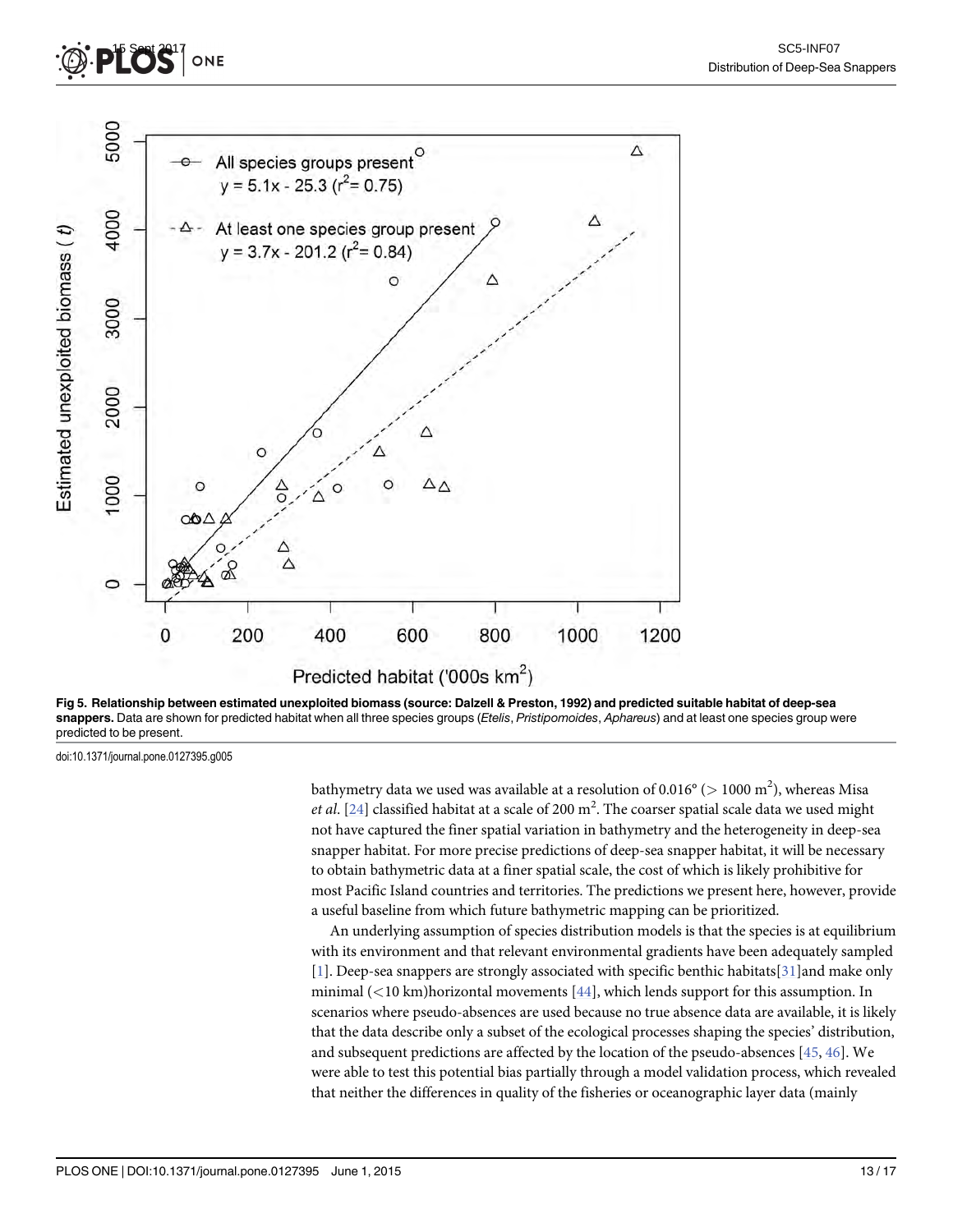Fig 5. Relationship between estimated unexploited biomass (source: Dalzell & Preston, 1992) and predicted suitable habitat of deep-sea snappers. Data are shown for predicted habitat when all three species groups (*Etelis*, *Pristipomoides*, *Aphareus*) and at least one species group were predicted to be present.

doi:10.1371/journal.pone.0127395.g005

bathymetry data we used was available at a resolution of 0.016° (> 1000 $m^2$), whereas Misa *et al*. [24] classified habitat at a scale of 200 $m^2$. The coarser spatial scale data we used might not have captured the finer spatial variation in bathymetry and the heterogeneity in deep-sea snapper habitat. For more precise predictions of deep-sea snapper habitat, it will be necessary to obtain bathymetric data at a finer spatial scale, the cost of which is likely prohibitive for most Pacific Island countries and territories. The predictions we present here, however, provide a useful baseline from which future bathymetric mapping can be prioritized.

An underlying assumption of species distribution models is that the species is at equilibrium with its environment and that relevant environmental gradients have been adequately sampled [1]. Deep-sea snappers are strongly associated with specific benthic habitats[31]and make only minimal (<10 km)horizontal movements [44], which lends support for this assumption. In scenarios where pseudo-absences are used because no true absence data are available, it is likely that the data describe only a subset of the ecological processes shaping the species' distribution, and subsequent predictions are affected by the location of the pseudo-absences [45, 46]. We were able to test this potential bias partially through a model validation process, which revealed that neither the differences in quality of the fisheries or oceanographic layer data (mainly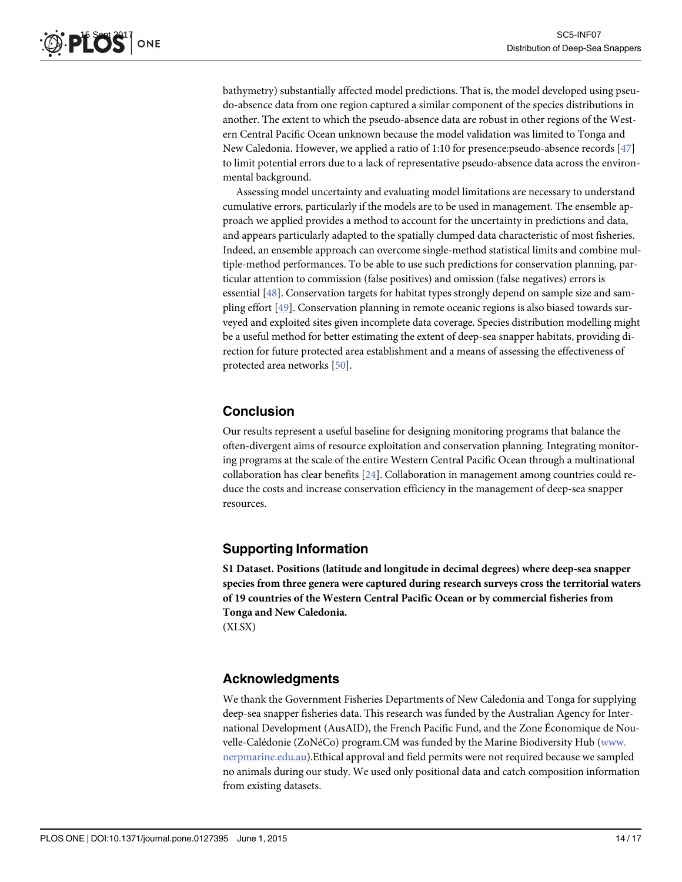bathymetry) substantially affected model predictions. That is, the model developed using pseudo-absence data from one region captured a similar component of the species distributions in another. The extent to which the pseudo-absence data are robust in other regions of the Western Central Pacific Ocean unknown because the model validation was limited to Tonga and New Caledonia. However, we applied a ratio of 1:10 for presence:pseudo-absence records [47] to limit potential errors due to a lack of representative pseudo-absence data across the environmental background.

Assessing model uncertainty and evaluating model limitations are necessary to understand cumulative errors, particularly if the models are to be used in management. The ensemble approach we applied provides a method to account for the uncertainty in predictions and data, and appears particularly adapted to the spatially clumped data characteristic of most fisheries. Indeed, an ensemble approach can overcome single-method statistical limits and combine multiple-method performances. To be able to use such predictions for conservation planning, particular attention to commission (false positives) and omission (false negatives) errors is essential [48]. Conservation targets for habitat types strongly depend on sample size and sampling effort [49]. Conservation planning in remote oceanic regions is also biased towards surveyed and exploited sites given incomplete data coverage. Species distribution modelling might be a useful method for better estimating the extent of deep-sea snapper habitats, providing direction for future protected area establishment and a means of assessing the effectiveness of protected area networks [50].

## Conclusion

Our results represent a useful baseline for designing monitoring programs that balance the often-divergent aims of resource exploitation and conservation planning. Integrating monitoring programs at the scale of the entire Western Central Pacific Ocean through a multinational collaboration has clear benefits [24]. Collaboration in management among countries could reduce the costs and increase conservation efficiency in the management of deep-sea snapper resources.

## Supporting Information

**S1 Dataset. Positions (latitude and longitude in decimal degrees) where deep-sea snapper species from three genera were captured during research surveys cross the territorial waters of 19 countries of the Western Central Pacific Ocean or by commercial fisheries from Tonga and New Caledonia.**
(XLSX)

## Acknowledgments

We thank the Government Fisheries Departments of New Caledonia and Tonga for supplying deep-sea snapper fisheries data. This research was funded by the Australian Agency for International Development (AusAID), the French Pacific Fund, and the Zone Économique de Nouvelle-Calédonie (ZoNéCo) program.CM was funded by the Marine Biodiversity Hub (www.nerpmarine.edu.au).Ethical approval and field permits were not required because we sampled no animals during our study. We used only positional data and catch composition information from existing datasets.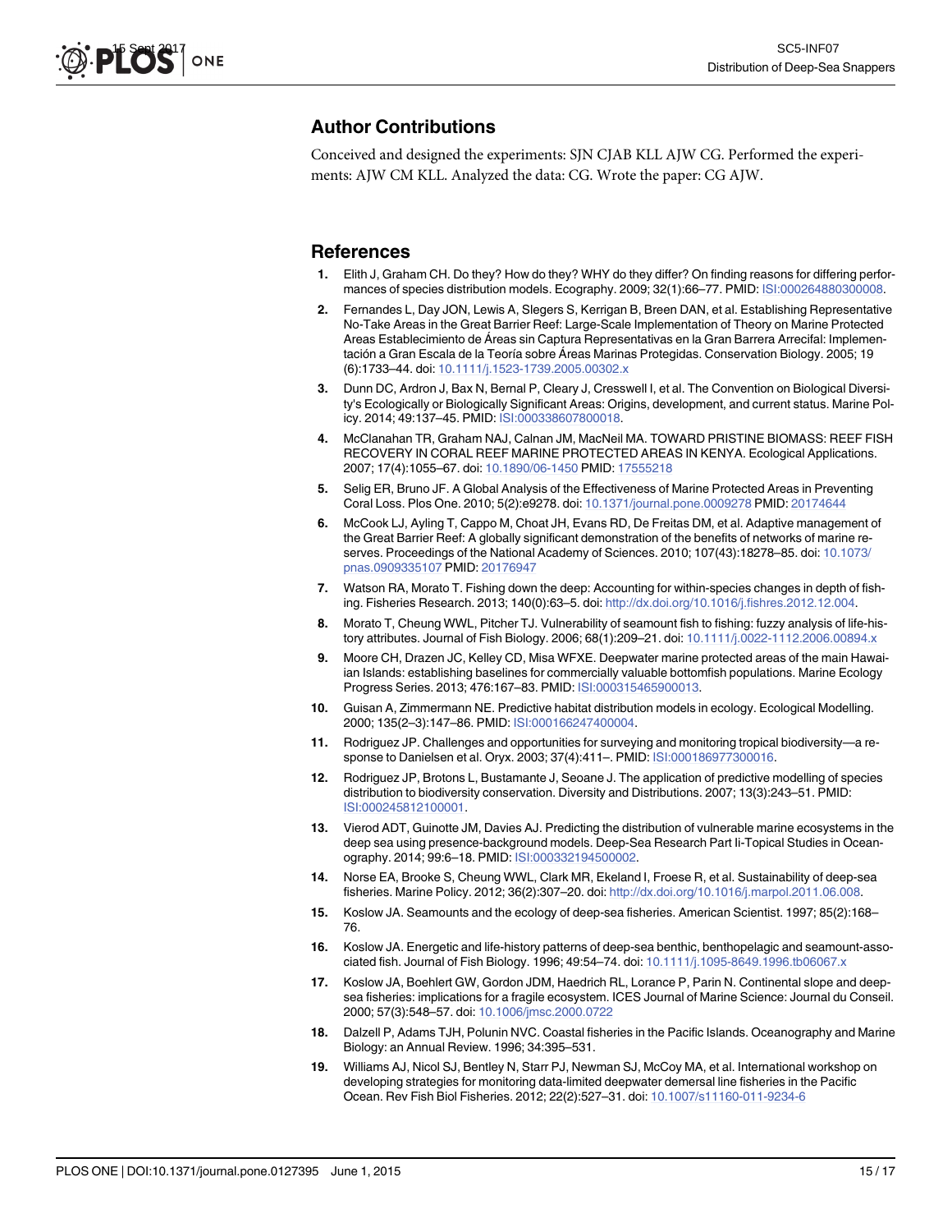## Author Contributions

Conceived and designed the experiments: SJN CJAB KLL AJW CG. Performed the experiments: AJW CM KLL. Analyzed the data: CG. Wrote the paper: CG AJW.

## References

1. Elith J, Graham CH. Do they? How do they? WHY do they differ? On finding reasons for differing performances of species distribution models. Ecography. 2009; 32(1):66–77. PMID: ISI:000264880300008.
2. Fernandes L, Day JON, Lewis A, Slegers S, Kerrigan B, Breen DAN, et al. Establishing Representative No-Take Areas in the Great Barrier Reef: Large-Scale Implementation of Theory on Marine Protected Areas Establecimiento de Áreas sin Captura Representativas en la Gran Barrera Arrecifal: Implementación a Gran Escala de la Teoría sobre Áreas Marinas Protegidas. Conservation Biology. 2005; 19 (6):1733–44. doi: 10.1111/j.1523-1739.2005.00302.x
3. Dunn DC, Ardron J, Bax N, Bernal P, Cleary J, Cresswell I, et al. The Convention on Biological Diversity's Ecologically or Biologically Significant Areas: Origins, development, and current status. Marine Policy. 2014; 49:137–45. PMID: ISI:000338607800018.
4. McClanahan TR, Graham NAJ, Calnan JM, MacNeil MA. TOWARD PRISTINE BIOMASS: REEF FISH RECOVERY IN CORAL REEF MARINE PROTECTED AREAS IN KENYA. Ecological Applications. 2007; 17(4):1055–67. doi: 10.1890/06-1450 PMID: 17555218
5. Selig ER, Bruno JF. A Global Analysis of the Effectiveness of Marine Protected Areas in Preventing Coral Loss. Plos One. 2010; 5(2):e9278. doi: 10.1371/journal.pone.0009278 PMID: 20174644
6. McCook LJ, Ayling T, Cappo M, Choat JH, Evans RD, De Freitas DM, et al. Adaptive management of the Great Barrier Reef: A globally significant demonstration of the benefits of networks of marine reserves. Proceedings of the National Academy of Sciences. 2010; 107(43):18278–85. doi: 10.1073/pnas.0909335107 PMID: 20176947
7. Watson RA, Morato T. Fishing down the deep: Accounting for within-species changes in depth of fishing. Fisheries Research. 2013; 140(0):63–5. doi: http://dx.doi.org/10.1016/j.fishres.2012.12.004.
8. Morato T, Cheung WWL, Pitcher TJ. Vulnerability of seamount fish to fishing: fuzzy analysis of life-history attributes. Journal of Fish Biology. 2006; 68(1):209–21. doi: 10.1111/j.0022-1112.2006.00894.x
9. Moore CH, Drazen JC, Kelley CD, Misa WFXE. Deepwater marine protected areas of the main Hawaiian Islands: establishing baselines for commercially valuable bottomfish populations. Marine Ecology Progress Series. 2013; 476:167–83. PMID: ISI:000315465900013.
10. Guisan A, Zimmermann NE. Predictive habitat distribution models in ecology. Ecological Modelling. 2000; 135(2–3):147–86. PMID: ISI:000166247400004.
11. Rodriguez JP. Challenges and opportunities for surveying and monitoring tropical biodiversity—a response to Danielsen et al. Oryx. 2003; 37(4):411–. PMID: ISI:000186977300016.
12. Rodriguez JP, Brotons L, Bustamante J, Seoane J. The application of predictive modelling of species distribution to biodiversity conservation. Diversity and Distributions. 2007; 13(3):243–51. PMID: ISI:000245812100001.
13. Vierod ADT, Guinotte JM, Davies AJ. Predicting the distribution of vulnerable marine ecosystems in the deep sea using presence-background models. Deep-Sea Research Part Ii-Topical Studies in Oceanography. 2014; 99:6–18. PMID: ISI:000332194500002.
14. Norse EA, Brooke S, Cheung WWL, Clark MR, Ekeland I, Froese R, et al. Sustainability of deep-sea fisheries. Marine Policy. 2012; 36(2):307–20. doi: http://dx.doi.org/10.1016/j.marpol.2011.06.008.
15. Koslow JA. Seamounts and the ecology of deep-sea fisheries. American Scientist. 1997; 85(2):168–76.
16. Koslow JA. Energetic and life-history patterns of deep-sea benthic, benthopelagic and seamount-associated fish. Journal of Fish Biology. 1996; 49:54–74. doi: 10.1111/j.1095-8649.1996.tb06067.x
17. Koslow JA, Boehlert GW, Gordon JDM, Haedrich RL, Lorance P, Parin N. Continental slope and deep-sea fisheries: implications for a fragile ecosystem. ICES Journal of Marine Science: Journal du Conseil. 2000; 57(3):548–57. doi: 10.1006/jmsc.2000.0722
18. Dalzell P, Adams TJH, Polunin NVC. Coastal fisheries in the Pacific Islands. Oceanography and Marine Biology: an Annual Review. 1996; 34:395–531.
19. Williams AJ, Nicol SJ, Bentley N, Starr PJ, Newman SJ, McCoy MA, et al. International workshop on developing strategies for monitoring data-limited deepwater demersal line fisheries in the Pacific Ocean. Rev Fish Biol Fisheries. 2012; 22(2):527–31. doi: 10.1007/s11160-011-9234-6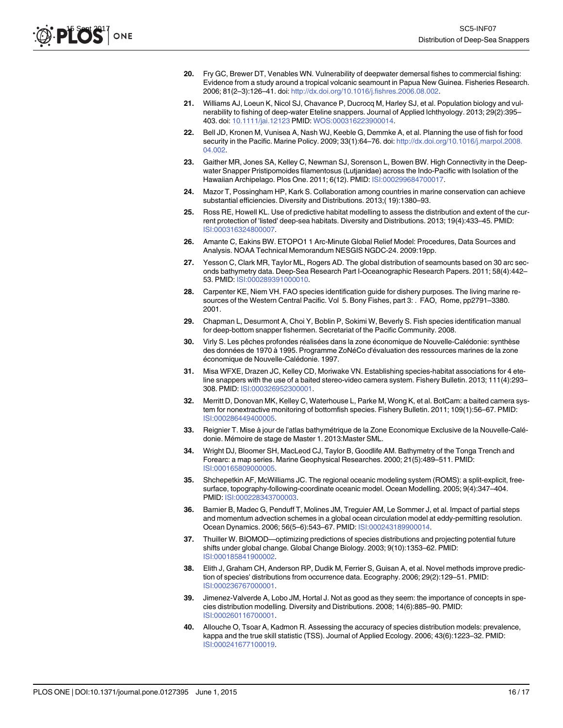20. Fry GC, Brewer DT, Venables WN. Vulnerability of deepwater demersal fishes to commercial fishing: Evidence from a study around a tropical volcanic seamount in Papua New Guinea. Fisheries Research. 2006; 81(2–3):126–41. doi: http://dx.doi.org/10.1016/j.fishres.2006.08.002.

21. Williams AJ, Loeun K, Nicol SJ, Chavance P, Ducrocq M, Harley SJ, et al. Population biology and vulnerability to fishing of deep-water Eteline snappers. Journal of Applied Ichthyology. 2013; 29(2):395–403. doi: 10.1111/jai.12123 PMID: WOS:000316223900014.

22. Bell JD, Kronen M, Vunisea A, Nash WJ, Keeble G, Demmke A, et al. Planning the use of fish for food security in the Pacific. Marine Policy. 2009; 33(1):64–76. doi: http://dx.doi.org/10.1016/j.marpol.2008.04.002.

23. Gaither MR, Jones SA, Kelley C, Newman SJ, Sorenson L, Bowen BW. High Connectivity in the Deepwater Snapper Pristipomoides filamentosus (Lutjanidae) across the Indo-Pacific with Isolation of the Hawaiian Archipelago. Plos One. 2011; 6(12). PMID: ISI:000299684700017.

24. Mazor T, Possingham HP, Kark S. Collaboration among countries in marine conservation can achieve substantial efficiencies. Diversity and Distributions. 2013;( 19):1380–93.

25. Ross RE, Howell KL. Use of predictive habitat modelling to assess the distribution and extent of the current protection of 'listed' deep-sea habitats. Diversity and Distributions. 2013; 19(4):433–45. PMID: ISI:000316324800007.

26. Amante C, Eakins BW. ETOPO1 1 Arc-Minute Global Relief Model: Procedures, Data Sources and Analysis. NOAA Technical Memorandum NESGIS NGDC-24. 2009:19pp.

27. Yesson C, Clark MR, Taylor ML, Rogers AD. The global distribution of seamounts based on 30 arc seconds bathymetry data. Deep-Sea Research Part I-Oceanographic Research Papers. 2011; 58(4):442–53. PMID: ISI:000289391000010.

28. Carpenter KE, Niem VH. FAO species identification guide for dishery purposes. The living marine resources of the Western Central Pacific. Vol 5. Bony Fishes, part 3: . FAO, Rome, pp2791–3380. 2001.

29. Chapman L, Desurmont A, Choi Y, Boblin P, Sokimi W, Beverly S. Fish species identification manual for deep-bottom snapper fishermen. Secretariat of the Pacific Community. 2008.

30. Virly S. Les pêches profondes réalisées dans la zone économique de Nouvelle-Calédonie: synthèse des données de 1970 à 1995. Programme ZoNéCo d'évaluation des ressources marines de la zone économique de Nouvelle-Calédonie. 1997.

31. Misa WFXE, Drazen JC, Kelley CD, Moriwake VN. Establishing species-habitat associations for 4 eteline snappers with the use of a baited stereo-video camera system. Fishery Bulletin. 2013; 111(4):293–308. PMID: ISI:000326952300001.

32. Merritt D, Donovan MK, Kelley C, Waterhouse L, Parke M, Wong K, et al. BotCam: a baited camera system for nonextractive monitoring of bottomfish species. Fishery Bulletin. 2011; 109(1):56–67. PMID: ISI:000286449400005.

33. Reignier T. Mise à jour de l'atlas bathymétrique de la Zone Economique Exclusive de la Nouvelle-Calédonie. Mémoire de stage de Master 1. 2013:Master SML.

34. Wright DJ, Bloomer SH, MacLeod CJ, Taylor B, Goodlife AM. Bathymetry of the Tonga Trench and Forearc: a map series. Marine Geophysical Researches. 2000; 21(5):489–511. PMID: ISI:000165809000005.

35. Shchepetkin AF, McWilliams JC. The regional oceanic modeling system (ROMS): a split-explicit, free-surface, topography-following-coordinate oceanic model. Ocean Modelling. 2005; 9(4):347–404. PMID: ISI:000228343700003.

36. Barnier B, Madec G, Penduff T, Molines JM, Treguier AM, Le Sommer J, et al. Impact of partial steps and momentum advection schemes in a global ocean circulation model at eddy-permitting resolution. Ocean Dynamics. 2006; 56(5–6):543–67. PMID: ISI:000243189900014.

37. Thuiller W. BIOMOD—optimizing predictions of species distributions and projecting potential future shifts under global change. Global Change Biology. 2003; 9(10):1353–62. PMID: ISI:000185841900002.

38. Elith J, Graham CH, Anderson RP, Dudik M, Ferrier S, Guisan A, et al. Novel methods improve prediction of species' distributions from occurrence data. Ecography. 2006; 29(2):129–51. PMID: ISI:000236767000001.

39. Jimenez-Valverde A, Lobo JM, Hortal J. Not as good as they seem: the importance of concepts in species distribution modelling. Diversity and Distributions. 2008; 14(6):885–90. PMID: ISI:000260116700001.

40. Allouche O, Tsoar A, Kadmon R. Assessing the accuracy of species distribution models: prevalence, kappa and the true skill statistic (TSS). Journal of Applied Ecology. 2006; 43(6):1223–32. PMID: ISI:000241677100019.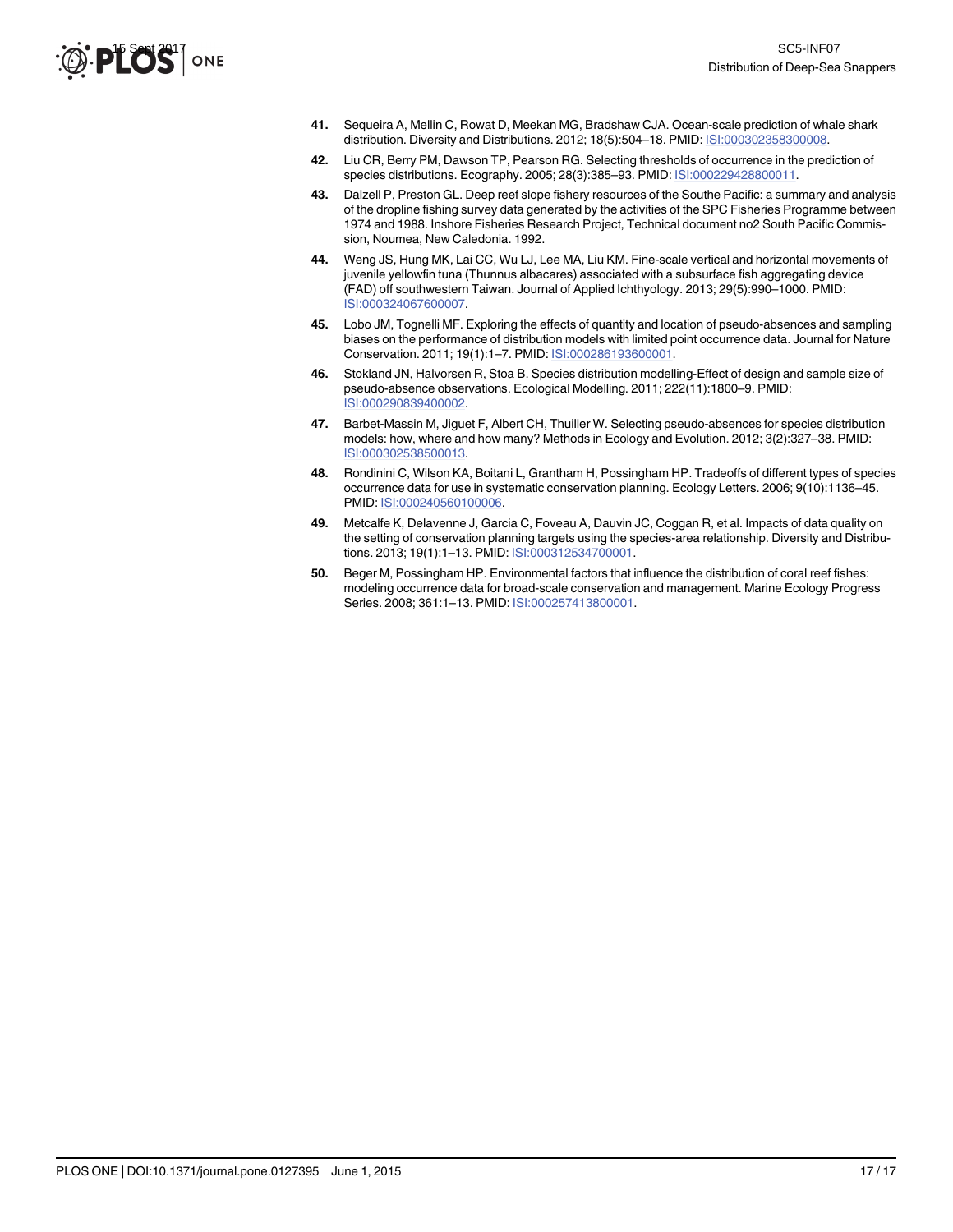41. Sequeira A, Mellin C, Rowat D, Meekan MG, Bradshaw CJA. Ocean-scale prediction of whale shark distribution. Diversity and Distributions. 2012; 18(5):504–18. PMID: ISI:000302358300008.
42. Liu CR, Berry PM, Dawson TP, Pearson RG. Selecting thresholds of occurrence in the prediction of species distributions. Ecography. 2005; 28(3):385–93. PMID: ISI:000229428800011.
43. Dalzell P, Preston GL. Deep reef slope fishery resources of the Southe Pacific: a summary and analysis of the dropline fishing survey data generated by the activities of the SPC Fisheries Programme between 1974 and 1988. Inshore Fisheries Research Project, Technical document no2 South Pacific Commission, Noumea, New Caledonia. 1992.
44. Weng JS, Hung MK, Lai CC, Wu LJ, Lee MA, Liu KM. Fine-scale vertical and horizontal movements of juvenile yellowfin tuna (Thunnus albacares) associated with a subsurface fish aggregating device (FAD) off southwestern Taiwan. Journal of Applied Ichthyology. 2013; 29(5):990–1000. PMID: ISI:000324067600007.
45. Lobo JM, Tognelli MF. Exploring the effects of quantity and location of pseudo-absences and sampling biases on the performance of distribution models with limited point occurrence data. Journal for Nature Conservation. 2011; 19(1):1–7. PMID: ISI:000286193600001.
46. Stokland JN, Halvorsen R, Stoa B. Species distribution modelling-Effect of design and sample size of pseudo-absence observations. Ecological Modelling. 2011; 222(11):1800–9. PMID: ISI:000290839400002.
47. Barbet-Massin M, Jiguet F, Albert CH, Thuiller W. Selecting pseudo-absences for species distribution models: how, where and how many? Methods in Ecology and Evolution. 2012; 3(2):327–38. PMID: ISI:000302538500013.
48. Rondinini C, Wilson KA, Boitani L, Grantham H, Possingham HP. Tradeoffs of different types of species occurrence data for use in systematic conservation planning. Ecology Letters. 2006; 9(10):1136–45. PMID: ISI:000240560100006.
49. Metcalfe K, Delavenne J, Garcia C, Foveau A, Dauvin JC, Coggan R, et al. Impacts of data quality on the setting of conservation planning targets using the species-area relationship. Diversity and Distributions. 2013; 19(1):1–13. PMID: ISI:000312534700001.
50. Beger M, Possingham HP. Environmental factors that influence the distribution of coral reef fishes: modeling occurrence data for broad-scale conservation and management. Marine Ecology Progress Series. 2008; 361:1–13. PMID: ISI:000257413800001.